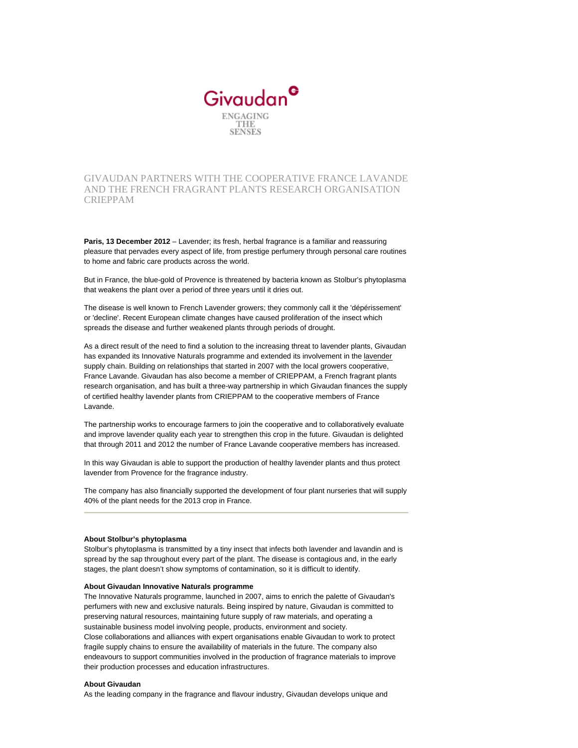Givaudan

ENGAGING THE SENSES

# GIVAUDAN PARTNERS WITH THE COOPERATIVE FRANCE LAVANDE AND THE FRENCH FRAGRANT PLANTS RESEARCH ORGANISATION CRIEPPAM

**Paris, 13 December 2012** – Lavender; its fresh, herbal fragrance is a familiar and reassuring pleasure that pervades every aspect of life, from prestige perfumery through personal care routines to home and fabric care products across the world.

But in France, the blue-gold of Provence is threatened by bacteria known as Stolbur's phytoplasma that weakens the plant over a period of three years until it dries out.

The disease is well known to French Lavender growers; they commonly call it the 'dépérissement' or 'decline'. Recent European climate changes have caused proliferation of the insect which spreads the disease and further weakened plants through periods of drought.

As a direct result of the need to find a solution to the increasing threat to lavender plants, Givaudan has expanded its Innovative Naturals programme and extended its involvement in the lavender supply chain. Building on relationships that started in 2007 with the local growers cooperative, France Lavande. Givaudan has also become a member of CRIEPPAM, a French fragrant plants research organisation, and has built a three-way partnership in which Givaudan finances the supply of certified healthy lavender plants from CRIEPPAM to the cooperative members of France Lavande.

The partnership works to encourage farmers to join the cooperative and to collaboratively evaluate and improve lavender quality each year to strengthen this crop in the future. Givaudan is delighted that through 2011 and 2012 the number of France Lavande cooperative members has increased.

In this way Givaudan is able to support the production of healthy lavender plants and thus protect lavender from Provence for the fragrance industry.

The company has also financially supported the development of four plant nurseries that will supply 40% of the plant needs for the 2013 crop in France.

---

**About Stolbur's phytoplasma**

Stolbur's phytoplasma is transmitted by a tiny insect that infects both lavender and lavandin and is spread by the sap throughout every part of the plant. The disease is contagious and, in the early stages, the plant doesn't show symptoms of contamination, so it is difficult to identify.

**About Givaudan Innovative Naturals programme**

The Innovative Naturals programme, launched in 2007, aims to enrich the palette of Givaudan's perfumers with new and exclusive naturals. Being inspired by nature, Givaudan is committed to preserving natural resources, maintaining future supply of raw materials, and operating a sustainable business model involving people, products, environment and society.
Close collaborations and alliances with expert organisations enable Givaudan to work to protect fragile supply chains to ensure the availability of materials in the future. The company also endeavours to support communities involved in the production of fragrance materials to improve their production processes and education infrastructures.

**About Givaudan**

As the leading company in the fragrance and flavour industry, Givaudan develops unique and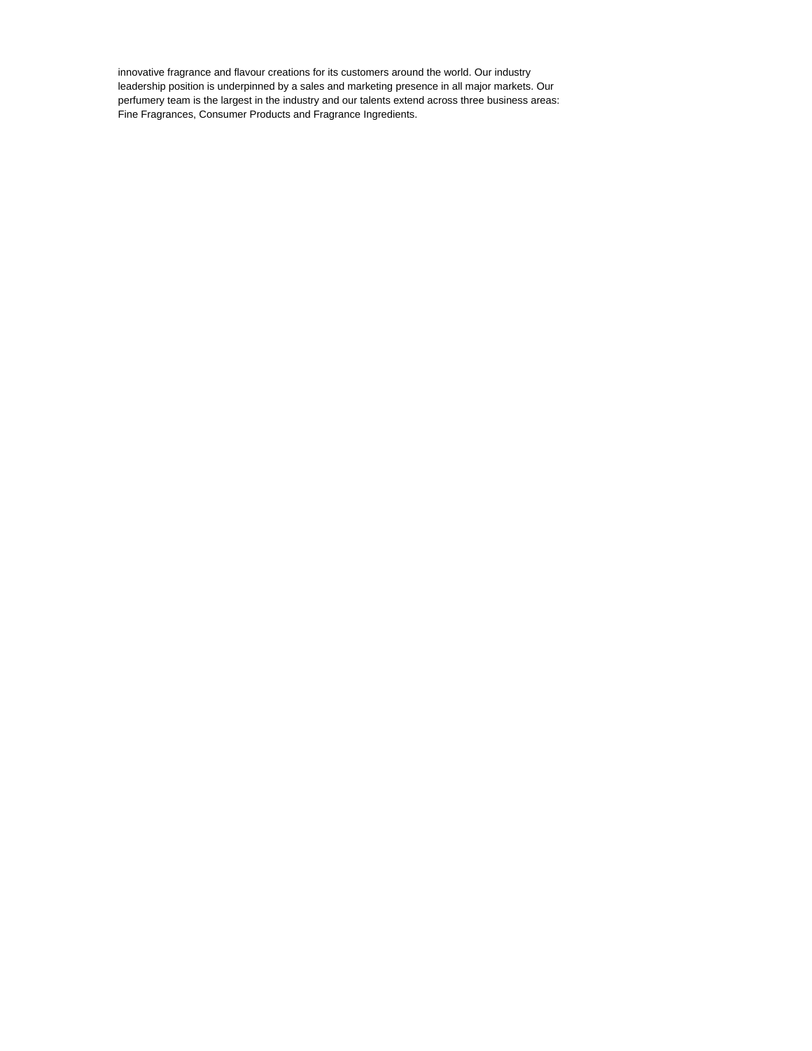innovative fragrance and flavour creations for its customers around the world. Our industry leadership position is underpinned by a sales and marketing presence in all major markets. Our perfumery team is the largest in the industry and our talents extend across three business areas: Fine Fragrances, Consumer Products and Fragrance Ingredients.